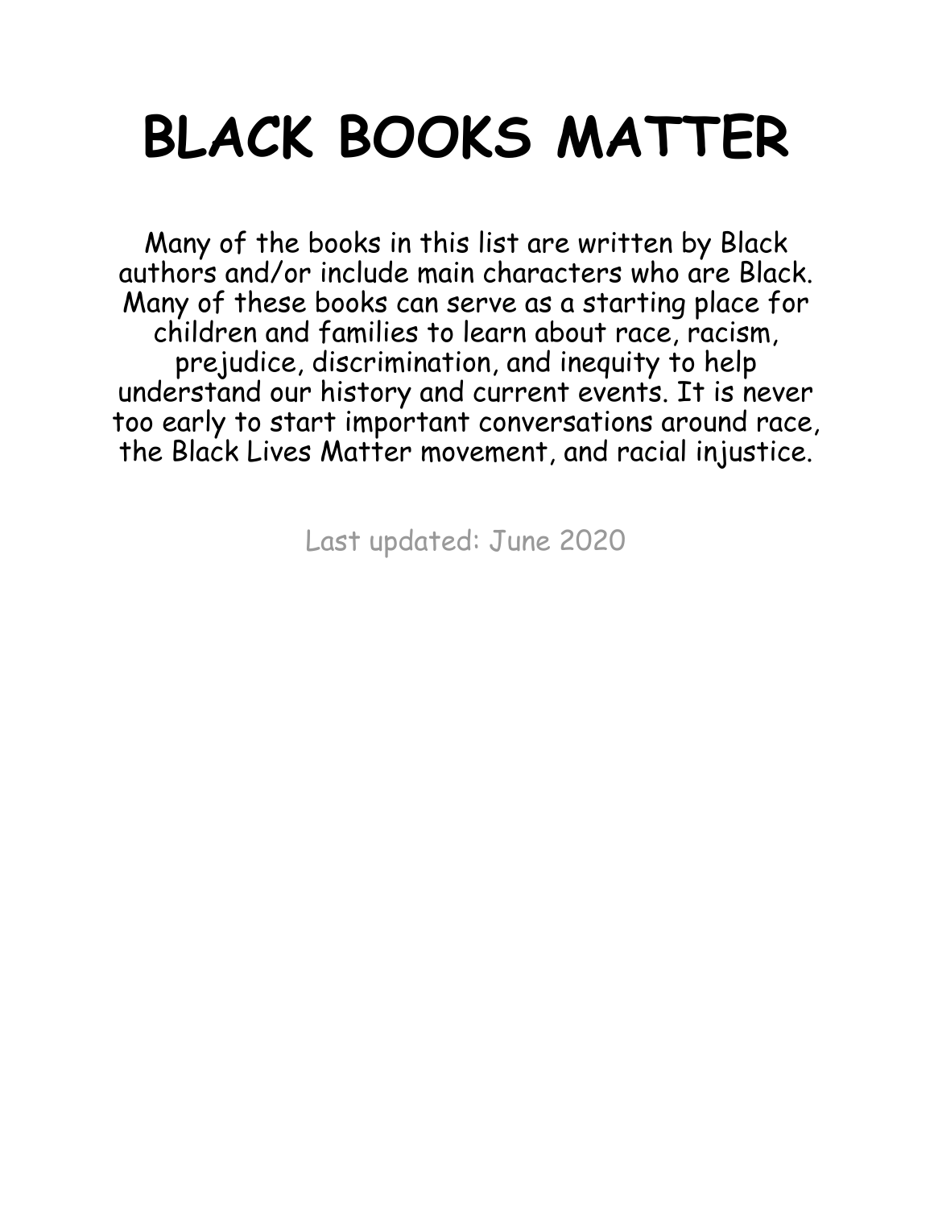# BLACK BOOKS MATTER

Many of the books in this list are written by Black authors and/or include main characters who are Black. Many of these books can serve as a starting place for children and families to learn about race, racism, prejudice, discrimination, and inequity to help understand our history and current events. It is never too early to start important conversations around race, the Black Lives Matter movement, and racial injustice.

Last updated: June 2020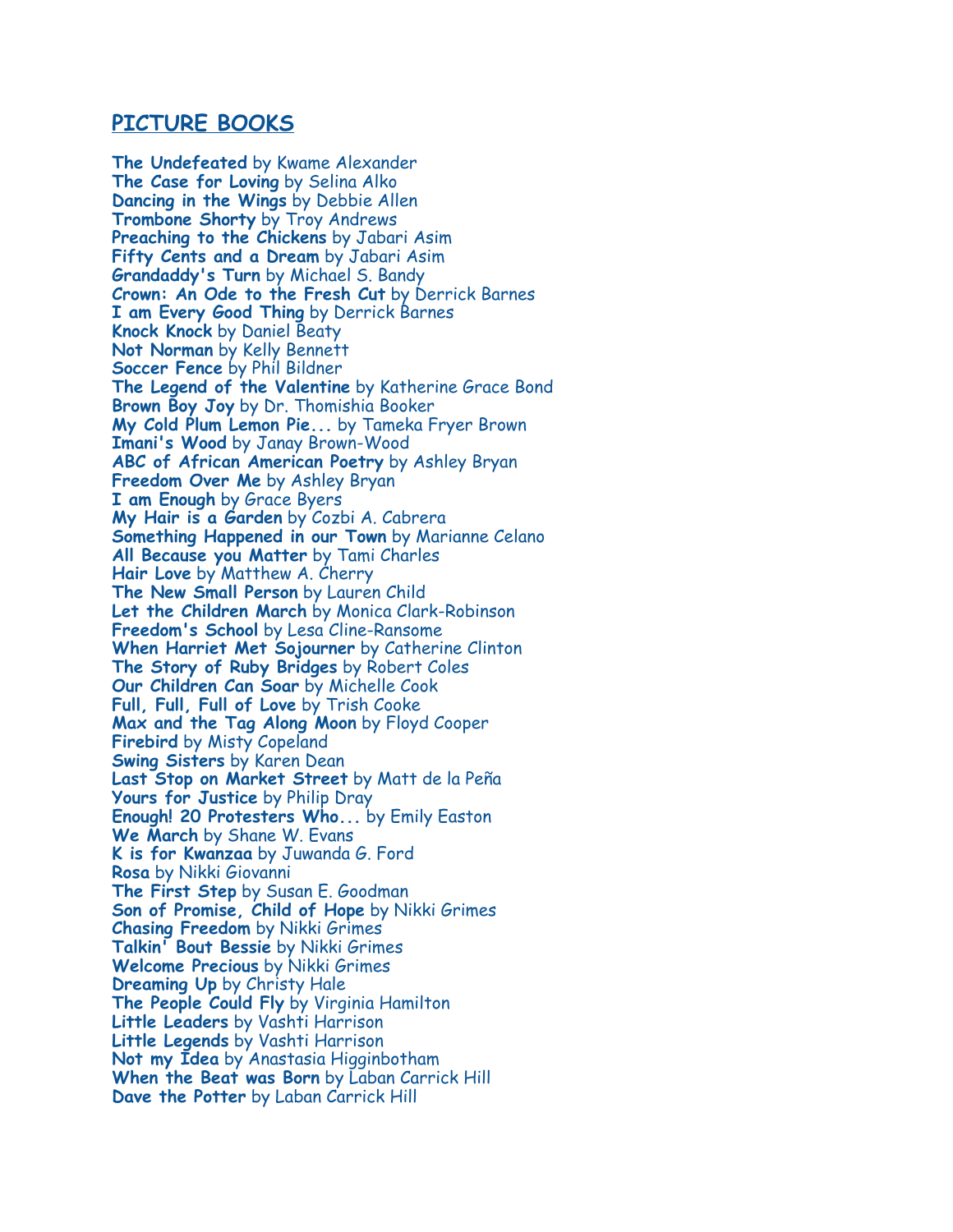## PICTURE BOOKS

**The Undefeated** by Kwame Alexander
**The Case for Loving** by Selina Alko
**Dancing in the Wings** by Debbie Allen
**Trombone Shorty** by Troy Andrews
**Preaching to the Chickens** by Jabari Asim
**Fifty Cents and a Dream** by Jabari Asim
**Grandaddy's Turn** by Michael S. Bandy
**Crown: An Ode to the Fresh Cut** by Derrick Barnes
**I am Every Good Thing** by Derrick Barnes
**Knock Knock** by Daniel Beaty
**Not Norman** by Kelly Bennett
**Soccer Fence** by Phil Bildner
**The Legend of the Valentine** by Katherine Grace Bond
**Brown Boy Joy** by Dr. Thomishia Booker
**My Cold Plum Lemon Pie...** by Tameka Fryer Brown
**Imani's Wood** by Janay Brown-Wood
**ABC of African American Poetry** by Ashley Bryan
**Freedom Over Me** by Ashley Bryan
**I am Enough** by Grace Byers
**My Hair is a Garden** by Cozbi A. Cabrera
**Something Happened in our Town** by Marianne Celano
**All Because you Matter** by Tami Charles
**Hair Love** by Matthew A. Cherry
**The New Small Person** by Lauren Child
**Let the Children March** by Monica Clark-Robinson
**Freedom's School** by Lesa Cline-Ransome
**When Harriet Met Sojourner** by Catherine Clinton
**The Story of Ruby Bridges** by Robert Coles
**Our Children Can Soar** by Michelle Cook
**Full, Full, Full of Love** by Trish Cooke
**Max and the Tag Along Moon** by Floyd Cooper
**Firebird** by Misty Copeland
**Swing Sisters** by Karen Dean
**Last Stop on Market Street** by Matt de la Peña
**Yours for Justice** by Philip Dray
**Enough! 20 Protesters Who...** by Emily Easton
**We March** by Shane W. Evans
**K is for Kwanzaa** by Juwanda G. Ford
**Rosa** by Nikki Giovanni
**The First Step** by Susan E. Goodman
**Son of Promise, Child of Hope** by Nikki Grimes
**Chasing Freedom** by Nikki Grimes
**Talkin' Bout Bessie** by Nikki Grimes
**Welcome Precious** by Nikki Grimes
**Dreaming Up** by Christy Hale
**The People Could Fly** by Virginia Hamilton
**Little Leaders** by Vashti Harrison
**Little Legends** by Vashti Harrison
**Not my Idea** by Anastasia Higginbotham
**When the Beat was Born** by Laban Carrick Hill
**Dave the Potter** by Laban Carrick Hill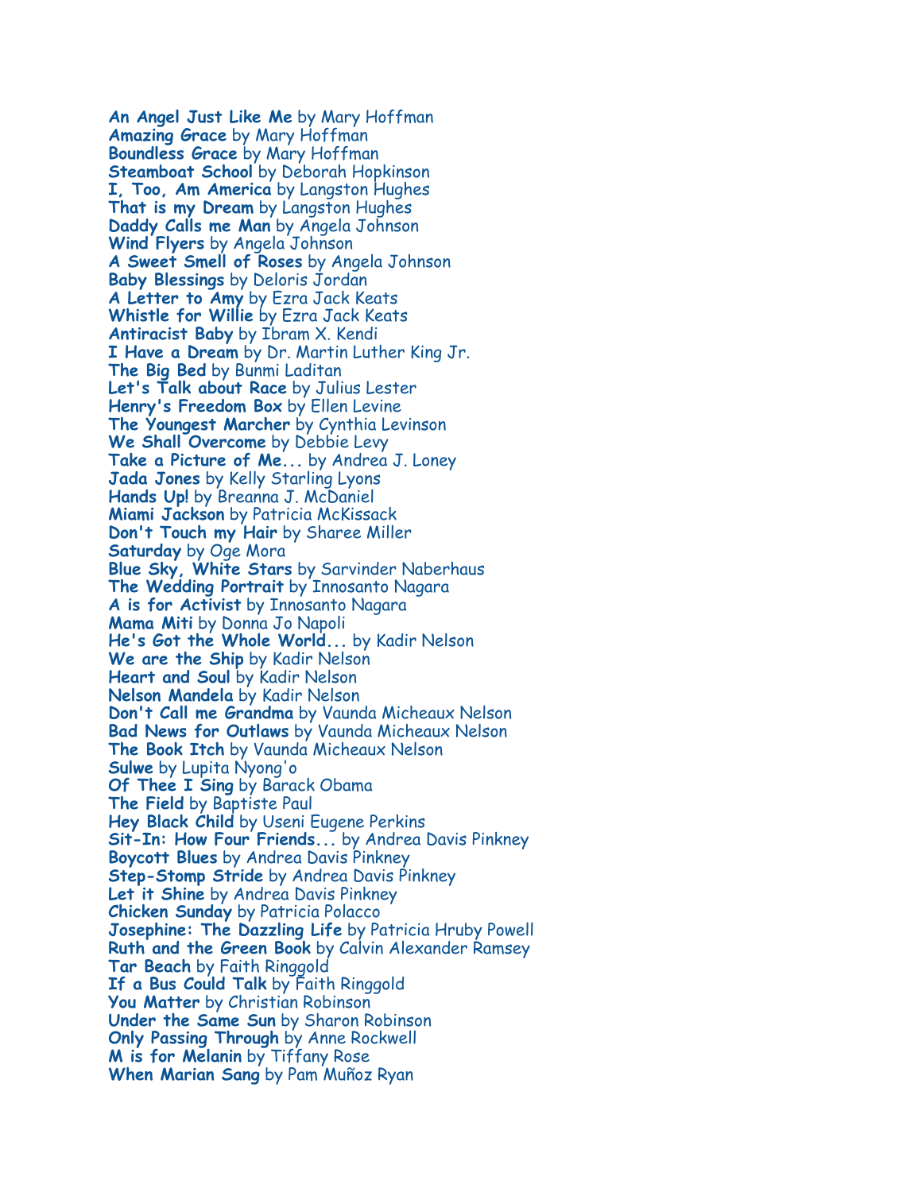**An Angel Just Like Me** by Mary Hoffman
**Amazing Grace** by Mary Hoffman
**Boundless Grace** by Mary Hoffman
**Steamboat School** by Deborah Hopkinson
**I, Too, Am America** by Langston Hughes
**That is my Dream** by Langston Hughes
**Daddy Calls me Man** by Angela Johnson
**Wind Flyers** by Angela Johnson
**A Sweet Smell of Roses** by Angela Johnson
**Baby Blessings** by Deloris Jordan
**A Letter to Amy** by Ezra Jack Keats
**Whistle for Willie** by Ezra Jack Keats
**Antiracist Baby** by Ibram X. Kendi
**I Have a Dream** by Dr. Martin Luther King Jr.
**The Big Bed** by Bunmi Laditan
**Let's Talk about Race** by Julius Lester
**Henry's Freedom Box** by Ellen Levine
**The Youngest Marcher** by Cynthia Levinson
**We Shall Overcome** by Debbie Levy
**Take a Picture of Me...** by Andrea J. Loney
**Jada Jones** by Kelly Starling Lyons
**Hands Up!** by Breanna J. McDaniel
**Miami Jackson** by Patricia McKissack
**Don't Touch my Hair** by Sharee Miller
**Saturday** by Oge Mora
**Blue Sky, White Stars** by Sarvinder Naberhaus
**The Wedding Portrait** by Innosanto Nagara
**A is for Activist** by Innosanto Nagara
**Mama Miti** by Donna Jo Napoli
**He's Got the Whole World...** by Kadir Nelson
**We are the Ship** by Kadir Nelson
**Heart and Soul** by Kadir Nelson
**Nelson Mandela** by Kadir Nelson
**Don't Call me Grandma** by Vaunda Micheaux Nelson
**Bad News for Outlaws** by Vaunda Micheaux Nelson
**The Book Itch** by Vaunda Micheaux Nelson
**Sulwe** by Lupita Nyong'o
**Of Thee I Sing** by Barack Obama
**The Field** by Baptiste Paul
**Hey Black Child** by Useni Eugene Perkins
**Sit-In: How Four Friends...** by Andrea Davis Pinkney
**Boycott Blues** by Andrea Davis Pinkney
**Step-Stomp Stride** by Andrea Davis Pinkney
**Let it Shine** by Andrea Davis Pinkney
**Chicken Sunday** by Patricia Polacco
**Josephine: The Dazzling Life** by Patricia Hruby Powell
**Ruth and the Green Book** by Calvin Alexander Ramsey
**Tar Beach** by Faith Ringgold
**If a Bus Could Talk** by Faith Ringgold
**You Matter** by Christian Robinson
**Under the Same Sun** by Sharon Robinson
**Only Passing Through** by Anne Rockwell
**M is for Melanin** by Tiffany Rose
**When Marian Sang** by Pam Muñoz Ryan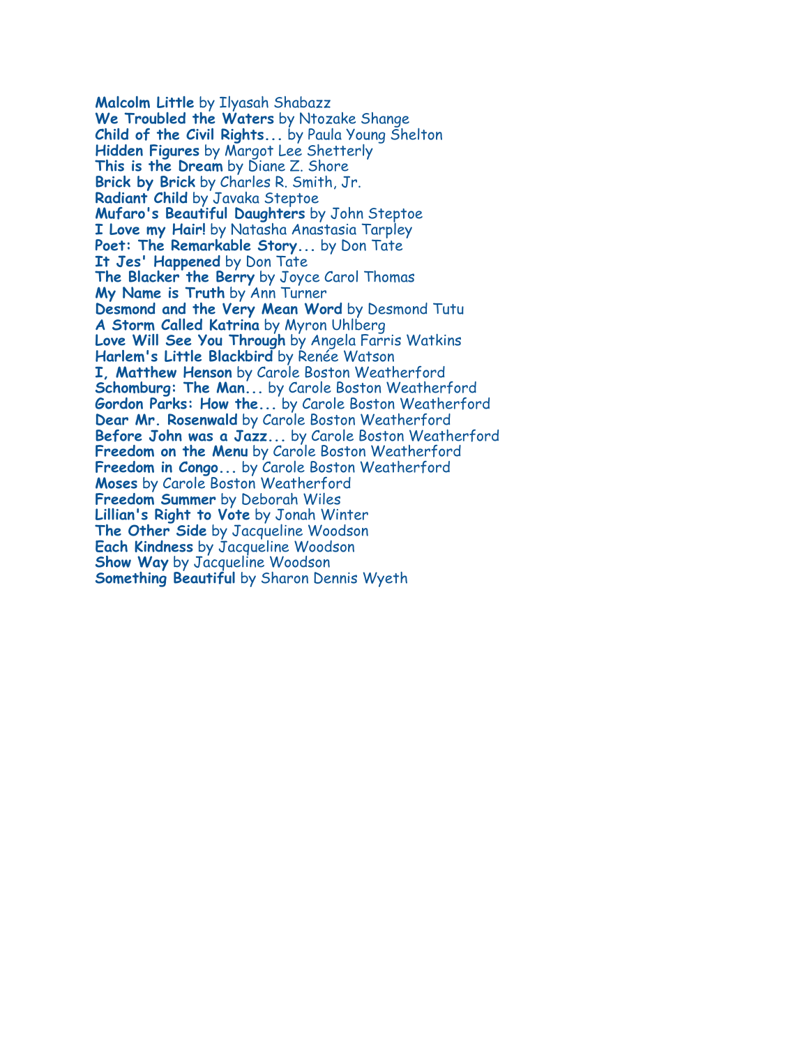**Malcolm Little** by Ilyasah Shabazz
**We Troubled the Waters** by Ntozake Shange
**Child of the Civil Rights...** by Paula Young Shelton
**Hidden Figures** by Margot Lee Shetterly
**This is the Dream** by Diane Z. Shore
**Brick by Brick** by Charles R. Smith, Jr.
**Radiant Child** by Javaka Steptoe
**Mufaro's Beautiful Daughters** by John Steptoe
**I Love my Hair!** by Natasha Anastasia Tarpley
**Poet: The Remarkable Story...** by Don Tate
**It Jes' Happened** by Don Tate
**The Blacker the Berry** by Joyce Carol Thomas
**My Name is Truth** by Ann Turner
**Desmond and the Very Mean Word** by Desmond Tutu
**A Storm Called Katrina** by Myron Uhlberg
**Love Will See You Through** by Angela Farris Watkins
**Harlem's Little Blackbird** by Renée Watson
**I, Matthew Henson** by Carole Boston Weatherford
**Schomburg: The Man...** by Carole Boston Weatherford
**Gordon Parks: How the...** by Carole Boston Weatherford
**Dear Mr. Rosenwald** by Carole Boston Weatherford
**Before John was a Jazz...** by Carole Boston Weatherford
**Freedom on the Menu** by Carole Boston Weatherford
**Freedom in Congo...** by Carole Boston Weatherford
**Moses** by Carole Boston Weatherford
**Freedom Summer** by Deborah Wiles
**Lillian's Right to Vote** by Jonah Winter
**The Other Side** by Jacqueline Woodson
**Each Kindness** by Jacqueline Woodson
**Show Way** by Jacqueline Woodson
**Something Beautiful** by Sharon Dennis Wyeth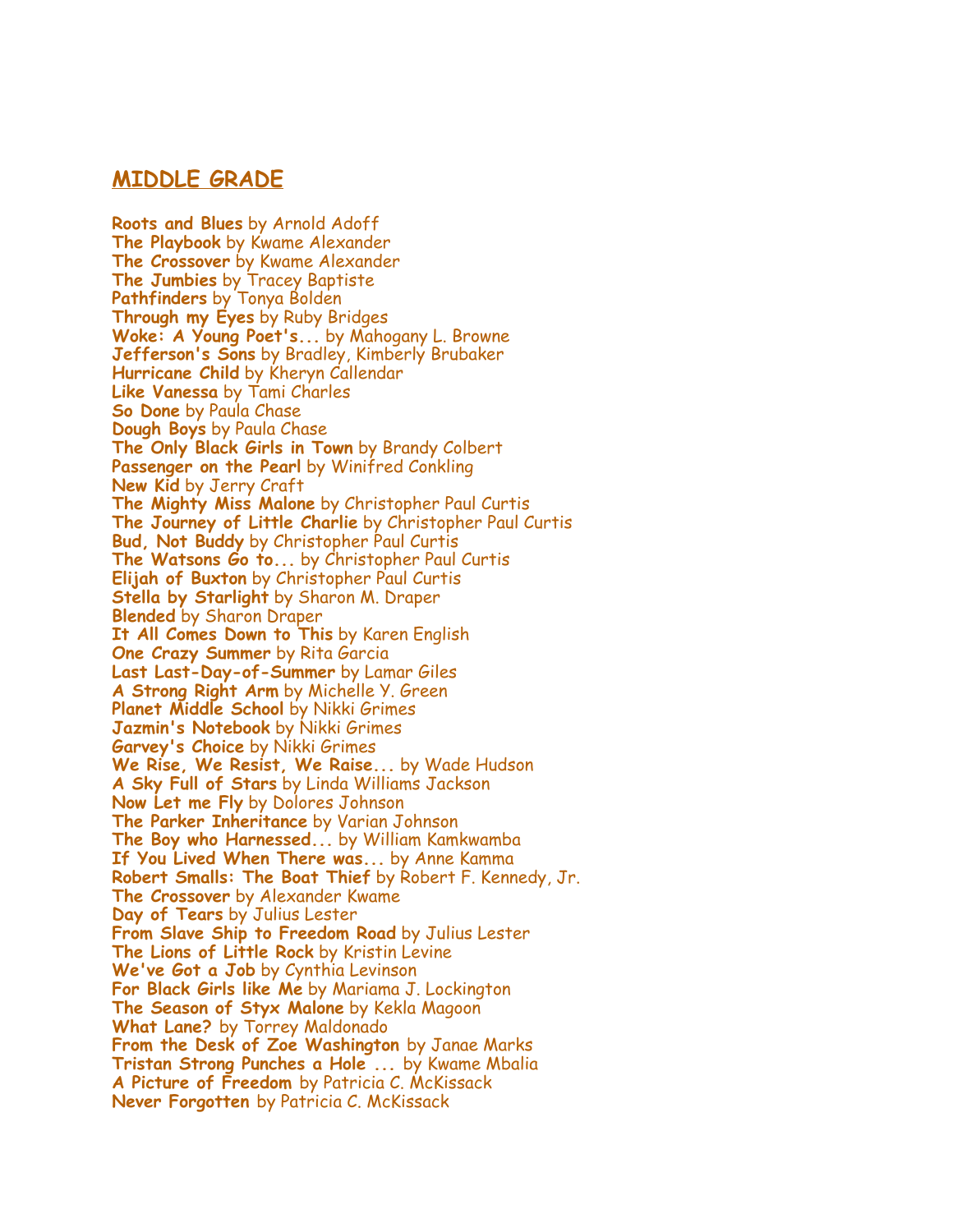## MIDDLE GRADE

**Roots and Blues** by Arnold Adoff
**The Playbook** by Kwame Alexander
**The Crossover** by Kwame Alexander
**The Jumbies** by Tracey Baptiste
**Pathfinders** by Tonya Bolden
**Through my Eyes** by Ruby Bridges
**Woke: A Young Poet's...** by Mahogany L. Browne
**Jefferson's Sons** by Bradley, Kimberly Brubaker
**Hurricane Child** by Kheryn Callendar
**Like Vanessa** by Tami Charles
**So Done** by Paula Chase
**Dough Boys** by Paula Chase
**The Only Black Girls in Town** by Brandy Colbert
**Passenger on the Pearl** by Winifred Conkling
**New Kid** by Jerry Craft
**The Mighty Miss Malone** by Christopher Paul Curtis
**The Journey of Little Charlie** by Christopher Paul Curtis
**Bud, Not Buddy** by Christopher Paul Curtis
**The Watsons Go to...** by Christopher Paul Curtis
**Elijah of Buxton** by Christopher Paul Curtis
**Stella by Starlight** by Sharon M. Draper
**Blended** by Sharon Draper
**It All Comes Down to This** by Karen English
**One Crazy Summer** by Rita Garcia
**Last Last-Day-of-Summer** by Lamar Giles
**A Strong Right Arm** by Michelle Y. Green
**Planet Middle School** by Nikki Grimes
**Jazmin's Notebook** by Nikki Grimes
**Garvey's Choice** by Nikki Grimes
**We Rise, We Resist, We Raise...** by Wade Hudson
**A Sky Full of Stars** by Linda Williams Jackson
**Now Let me Fly** by Dolores Johnson
**The Parker Inheritance** by Varian Johnson
**The Boy who Harnessed...** by William Kamkwamba
**If You Lived When There was...** by Anne Kamma
**Robert Smalls: The Boat Thief** by Robert F. Kennedy, Jr.
**The Crossover** by Alexander Kwame
**Day of Tears** by Julius Lester
**From Slave Ship to Freedom Road** by Julius Lester
**The Lions of Little Rock** by Kristin Levine
**We've Got a Job** by Cynthia Levinson
**For Black Girls like Me** by Mariama J. Lockington
**The Season of Styx Malone** by Kekla Magoon
**What Lane?** by Torrey Maldonado
**From the Desk of Zoe Washington** by Janae Marks
**Tristan Strong Punches a Hole ...** by Kwame Mbalia
**A Picture of Freedom** by Patricia C. McKissack
**Never Forgotten** by Patricia C. McKissack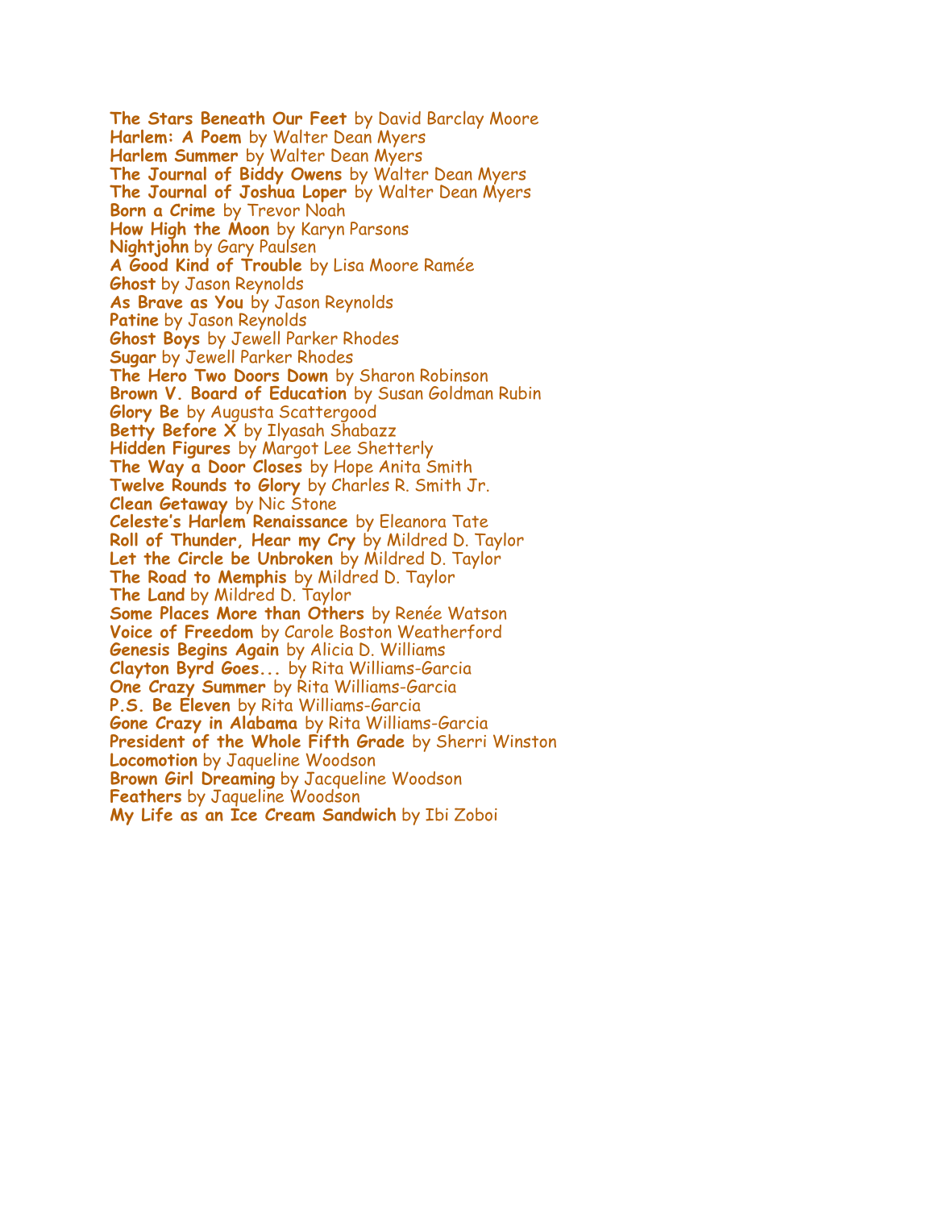**The Stars Beneath Our Feet** by David Barclay Moore
**Harlem: A Poem** by Walter Dean Myers
**Harlem Summer** by Walter Dean Myers
**The Journal of Biddy Owens** by Walter Dean Myers
**The Journal of Joshua Loper** by Walter Dean Myers
**Born a Crime** by Trevor Noah
**How High the Moon** by Karyn Parsons
**Nightjohn** by Gary Paulsen
**A Good Kind of Trouble** by Lisa Moore Ramée
**Ghost** by Jason Reynolds
**As Brave as You** by Jason Reynolds
**Patine** by Jason Reynolds
**Ghost Boys** by Jewell Parker Rhodes
**Sugar** by Jewell Parker Rhodes
**The Hero Two Doors Down** by Sharon Robinson
**Brown V. Board of Education** by Susan Goldman Rubin
**Glory Be** by Augusta Scattergood
**Betty Before X** by Ilyasah Shabazz
**Hidden Figures** by Margot Lee Shetterly
**The Way a Door Closes** by Hope Anita Smith
**Twelve Rounds to Glory** by Charles R. Smith Jr.
**Clean Getaway** by Nic Stone
**Celeste's Harlem Renaissance** by Eleanora Tate
**Roll of Thunder, Hear my Cry** by Mildred D. Taylor
**Let the Circle be Unbroken** by Mildred D. Taylor
**The Road to Memphis** by Mildred D. Taylor
**The Land** by Mildred D. Taylor
**Some Places More than Others** by Renée Watson
**Voice of Freedom** by Carole Boston Weatherford
**Genesis Begins Again** by Alicia D. Williams
**Clayton Byrd Goes...** by Rita Williams-Garcia
**One Crazy Summer** by Rita Williams-Garcia
**P.S. Be Eleven** by Rita Williams-Garcia
**Gone Crazy in Alabama** by Rita Williams-Garcia
**President of the Whole Fifth Grade** by Sherri Winston
**Locomotion** by Jaqueline Woodson
**Brown Girl Dreaming** by Jacqueline Woodson
**Feathers** by Jaqueline Woodson
**My Life as an Ice Cream Sandwich** by Ibi Zoboi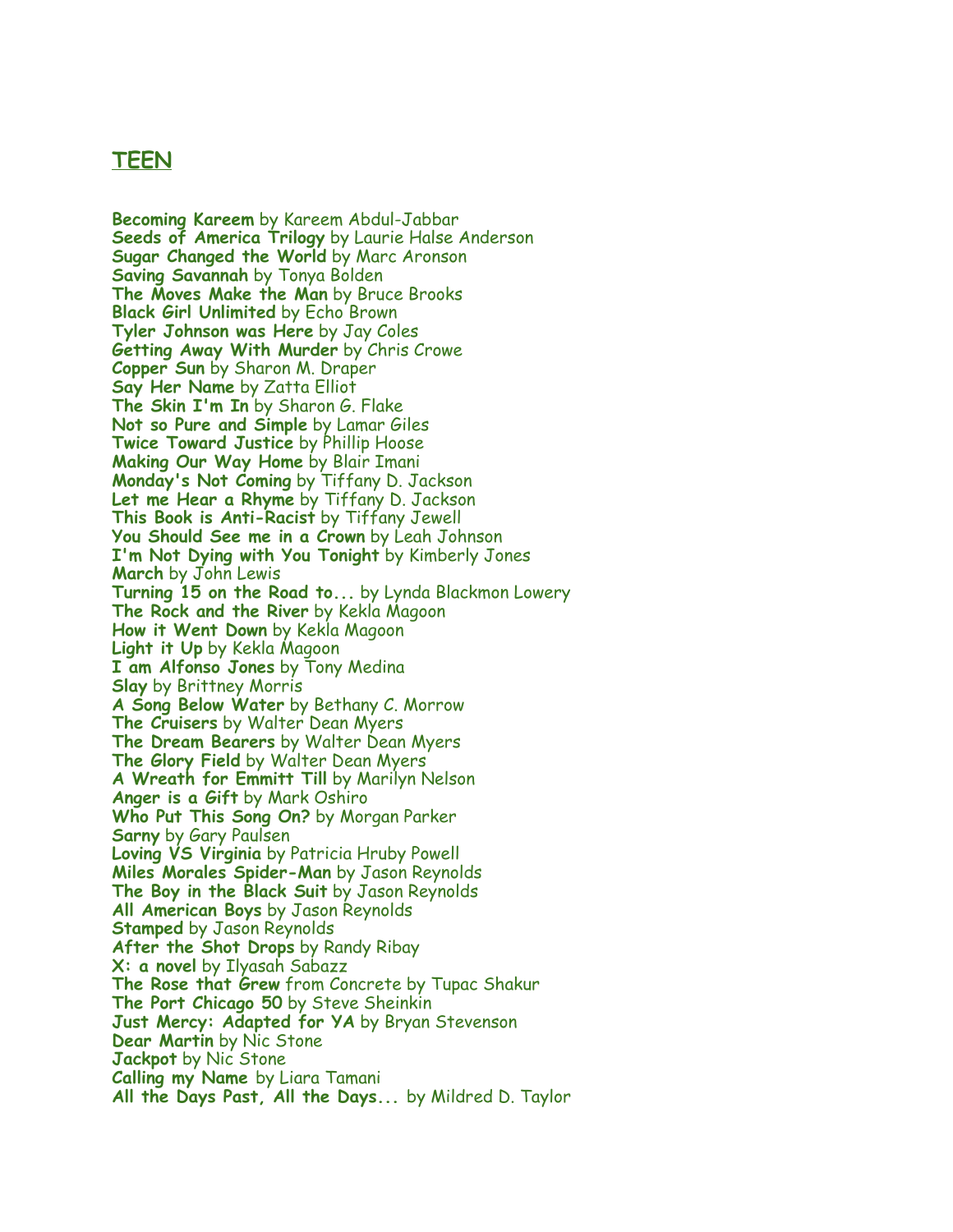## TEEN

**Becoming Kareem** by Kareem Abdul-Jabbar
**Seeds of America Trilogy** by Laurie Halse Anderson
**Sugar Changed the World** by Marc Aronson
**Saving Savannah** by Tonya Bolden
**The Moves Make the Man** by Bruce Brooks
**Black Girl Unlimited** by Echo Brown
**Tyler Johnson was Here** by Jay Coles
**Getting Away With Murder** by Chris Crowe
**Copper Sun** by Sharon M. Draper
**Say Her Name** by Zatta Elliot
**The Skin I'm In** by Sharon G. Flake
**Not so Pure and Simple** by Lamar Giles
**Twice Toward Justice** by Phillip Hoose
**Making Our Way Home** by Blair Imani
**Monday's Not Coming** by Tiffany D. Jackson
**Let me Hear a Rhyme** by Tiffany D. Jackson
**This Book is Anti-Racist** by Tiffany Jewell
**You Should See me in a Crown** by Leah Johnson
**I'm Not Dying with You Tonight** by Kimberly Jones
**March** by John Lewis
**Turning 15 on the Road to...** by Lynda Blackmon Lowery
**The Rock and the River** by Kekla Magoon
**How it Went Down** by Kekla Magoon
**Light it Up** by Kekla Magoon
**I am Alfonso Jones** by Tony Medina
**Slay** by Brittney Morris
**A Song Below Water** by Bethany C. Morrow
**The Cruisers** by Walter Dean Myers
**The Dream Bearers** by Walter Dean Myers
**The Glory Field** by Walter Dean Myers
**A Wreath for Emmitt Till** by Marilyn Nelson
**Anger is a Gift** by Mark Oshiro
**Who Put This Song On?** by Morgan Parker
**Sarny** by Gary Paulsen
**Loving VS Virginia** by Patricia Hruby Powell
**Miles Morales Spider-Man** by Jason Reynolds
**The Boy in the Black Suit** by Jason Reynolds
**All American Boys** by Jason Reynolds
**Stamped** by Jason Reynolds
**After the Shot Drops** by Randy Ribay
**X: a novel** by Ilyasah Sabazz
**The Rose that Grew** from Concrete by Tupac Shakur
**The Port Chicago 50** by Steve Sheinkin
**Just Mercy: Adapted for YA** by Bryan Stevenson
**Dear Martin** by Nic Stone
**Jackpot** by Nic Stone
**Calling my Name** by Liara Tamani
**All the Days Past, All the Days...** by Mildred D. Taylor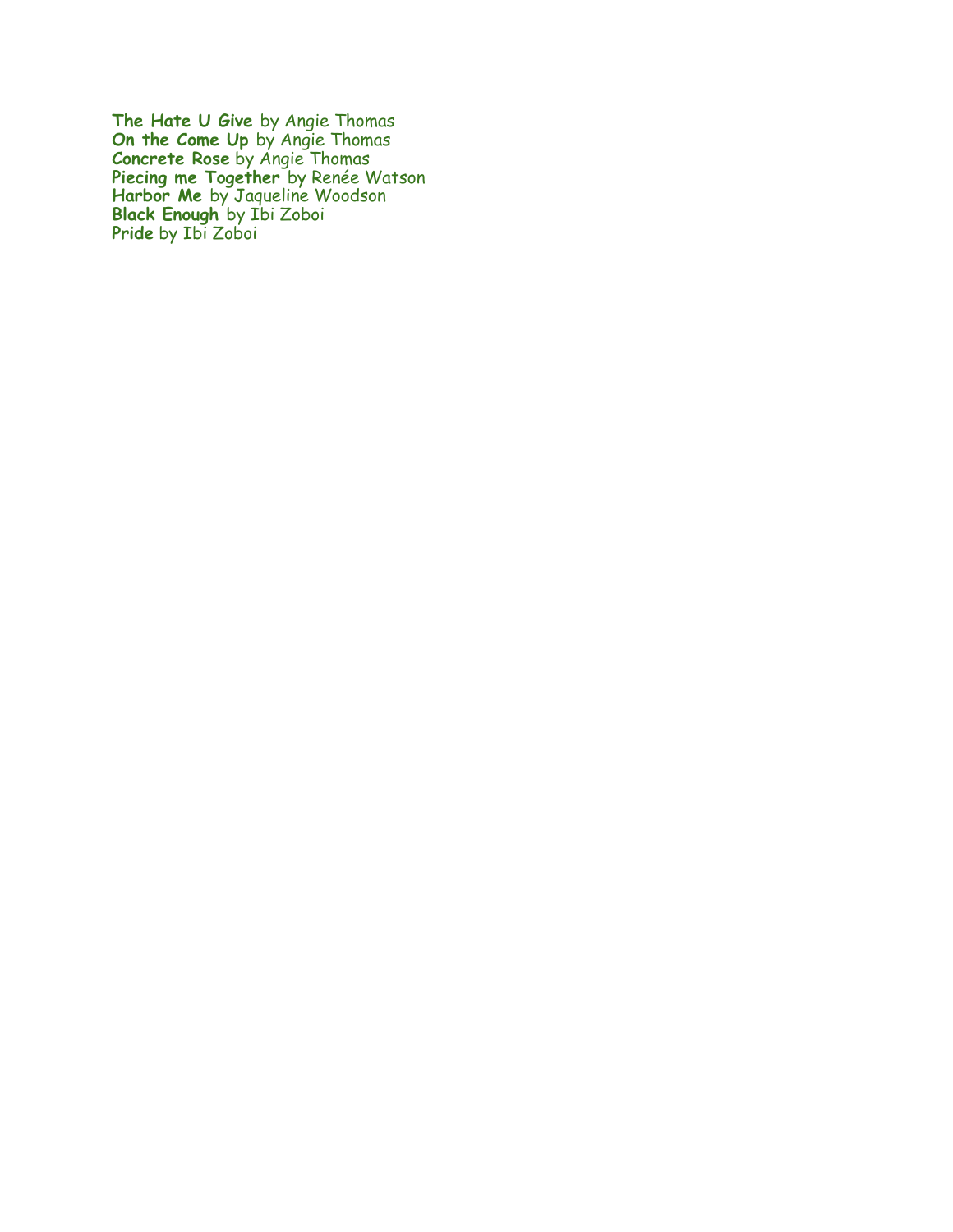**The Hate U Give** by Angie Thomas
**On the Come Up** by Angie Thomas
**Concrete Rose** by Angie Thomas
**Piecing me Together** by Renée Watson
**Harbor Me** by Jaqueline Woodson
**Black Enough** by Ibi Zoboi
**Pride** by Ibi Zoboi